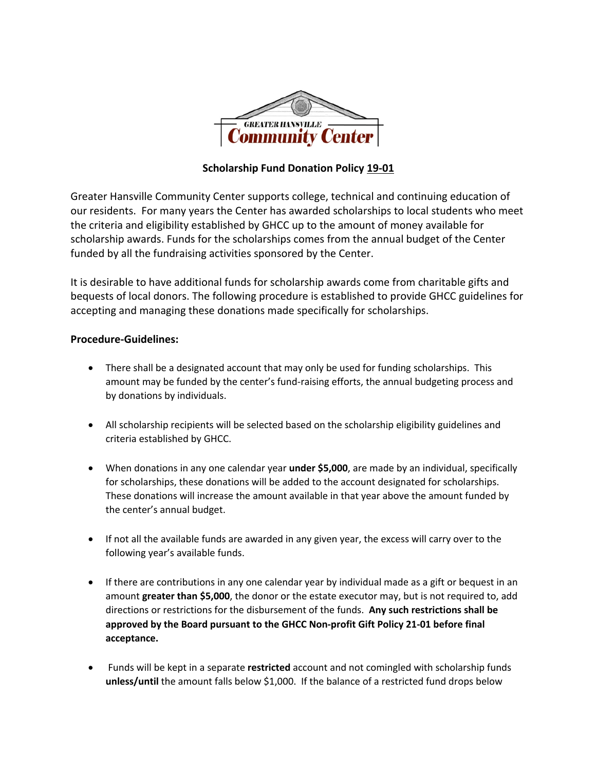GREATER HANSVILLE

Community Center

**Scholarship Fund Donation Policy 19-01**

Greater Hansville Community Center supports college, technical and continuing education of our residents. For many years the Center has awarded scholarships to local students who meet the criteria and eligibility established by GHCC up to the amount of money available for scholarship awards. Funds for the scholarships comes from the annual budget of the Center funded by all the fundraising activities sponsored by the Center.

It is desirable to have additional funds for scholarship awards come from charitable gifts and bequests of local donors. The following procedure is established to provide GHCC guidelines for accepting and managing these donations made specifically for scholarships.

**Procedure-Guidelines:**

- There shall be a designated account that may only be used for funding scholarships. This amount may be funded by the center's fund-raising efforts, the annual budgeting process and by donations by individuals.

- All scholarship recipients will be selected based on the scholarship eligibility guidelines and criteria established by GHCC.

- When donations in any one calendar year **under $5,000**, are made by an individual, specifically for scholarships, these donations will be added to the account designated for scholarships. These donations will increase the amount available in that year above the amount funded by the center's annual budget.

- If not all the available funds are awarded in any given year, the excess will carry over to the following year's available funds.

- If there are contributions in any one calendar year by individual made as a gift or bequest in an amount **greater than $5,000**, the donor or the estate executor may, but is not required to, add directions or restrictions for the disbursement of the funds. **Any such restrictions shall be approved by the Board pursuant to the GHCC Non-profit Gift Policy 21-01 before final acceptance.**

- Funds will be kept in a separate **restricted** account and not comingled with scholarship funds **unless/until** the amount falls below $1,000. If the balance of a restricted fund drops below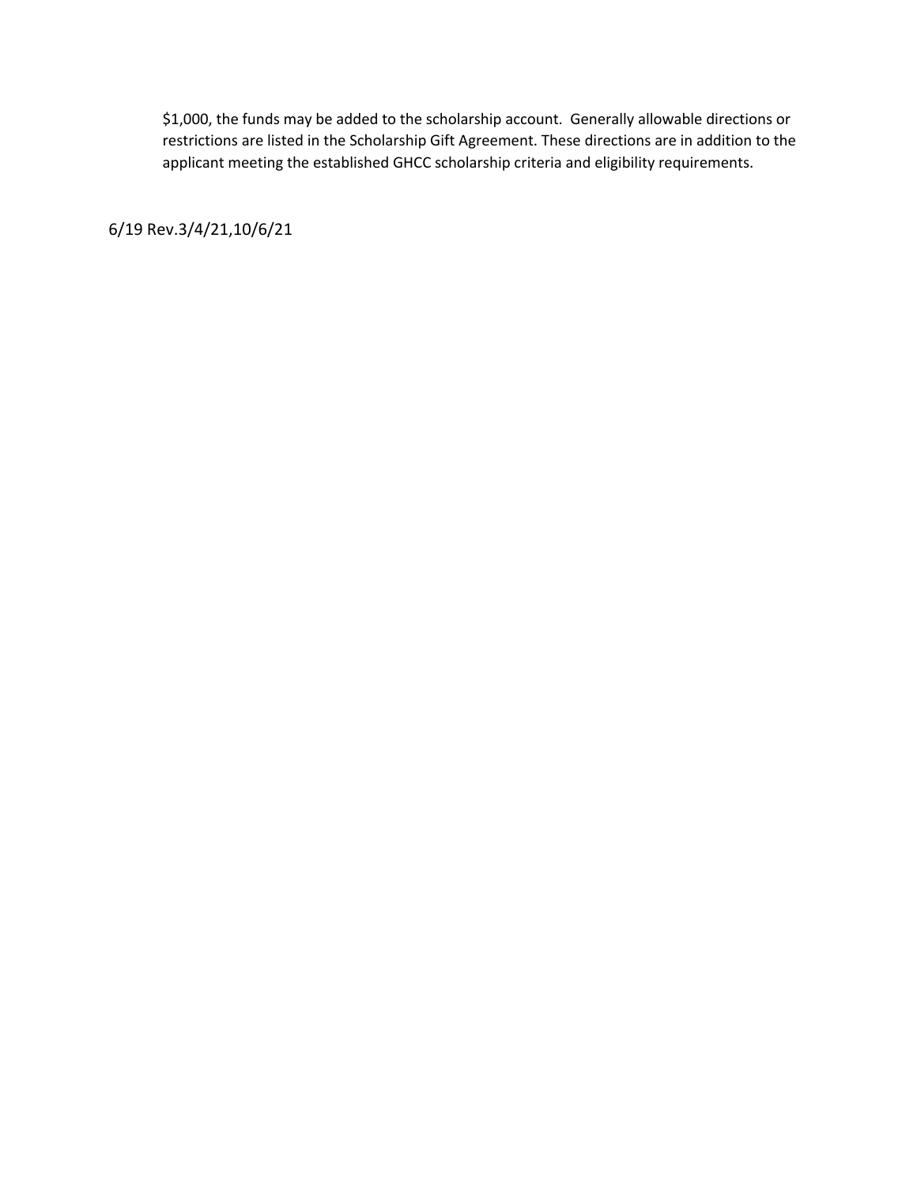$1,000, the funds may be added to the scholarship account. Generally allowable directions or restrictions are listed in the Scholarship Gift Agreement. These directions are in addition to the applicant meeting the established GHCC scholarship criteria and eligibility requirements.

6/19 Rev.3/4/21,10/6/21